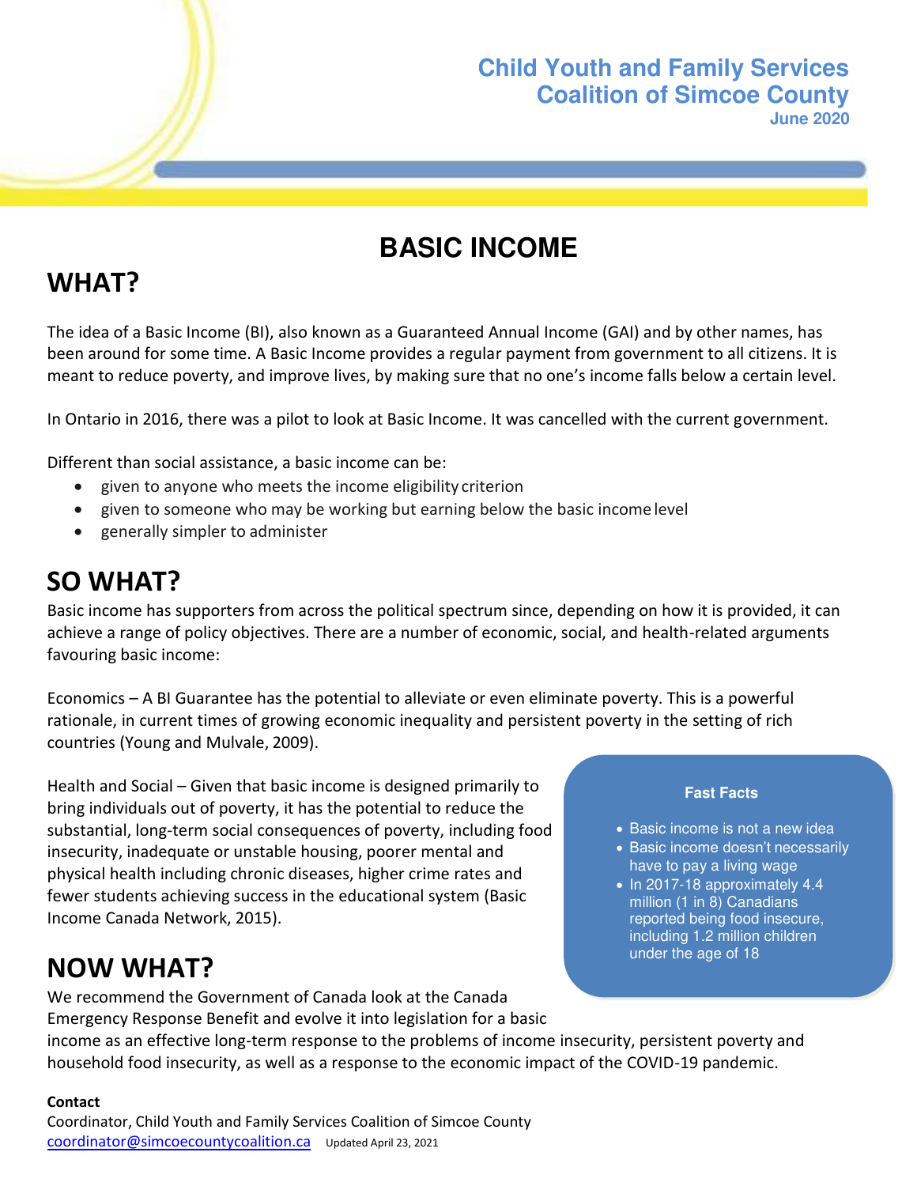**Child Youth and Family Services Coalition of Simcoe County**
**June 2020**

# BASIC INCOME

## WHAT?

The idea of a Basic Income (BI), also known as a Guaranteed Annual Income (GAI) and by other names, has been around for some time. A Basic Income provides a regular payment from government to all citizens. It is meant to reduce poverty, and improve lives, by making sure that no one's income falls below a certain level.

In Ontario in 2016, there was a pilot to look at Basic Income. It was cancelled with the current government.

Different than social assistance, a basic income can be:

- given to anyone who meets the income eligibility criterion
- given to someone who may be working but earning below the basic income level
- generally simpler to administer

## SO WHAT?

Basic income has supporters from across the political spectrum since, depending on how it is provided, it can achieve a range of policy objectives. There are a number of economic, social, and health-related arguments favouring basic income:

Economics – A BI Guarantee has the potential to alleviate or even eliminate poverty. This is a powerful rationale, in current times of growing economic inequality and persistent poverty in the setting of rich countries (Young and Mulvale, 2009).

Health and Social – Given that basic income is designed primarily to bring individuals out of poverty, it has the potential to reduce the substantial, long-term social consequences of poverty, including food insecurity, inadequate or unstable housing, poorer mental and physical health including chronic diseases, higher crime rates and fewer students achieving success in the educational system (Basic Income Canada Network, 2015).

**Fast Facts**

- Basic income is not a new idea
- Basic income doesn't necessarily have to pay a living wage
- In 2017-18 approximately 4.4 million (1 in 8) Canadians reported being food insecure, including 1.2 million children under the age of 18

## NOW WHAT?

We recommend the Government of Canada look at the Canada Emergency Response Benefit and evolve it into legislation for a basic income as an effective long-term response to the problems of income insecurity, persistent poverty and household food insecurity, as well as a response to the economic impact of the COVID-19 pandemic.

**Contact**
Coordinator, Child Youth and Family Services Coalition of Simcoe County
coordinator@simcoecountycoalition.ca Updated April 23, 2021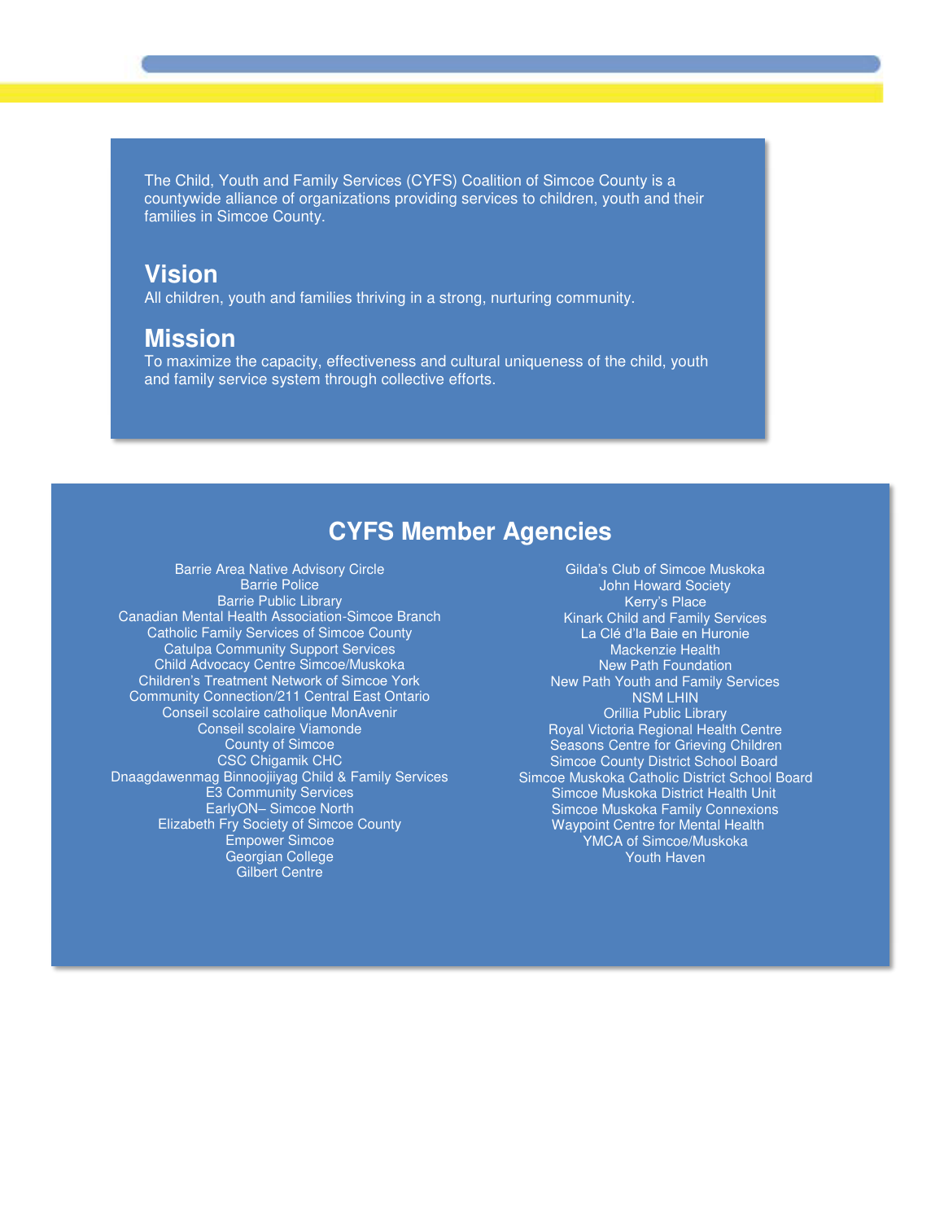The Child, Youth and Family Services (CYFS) Coalition of Simcoe County is a countywide alliance of organizations providing services to children, youth and their families in Simcoe County.

## Vision

All children, youth and families thriving in a strong, nurturing community.

## Mission

To maximize the capacity, effectiveness and cultural uniqueness of the child, youth and family service system through collective efforts.

## CYFS Member Agencies

Barrie Area Native Advisory Circle
Barrie Police
Barrie Public Library
Canadian Mental Health Association-Simcoe Branch
Catholic Family Services of Simcoe County
Catulpa Community Support Services
Child Advocacy Centre Simcoe/Muskoka
Children's Treatment Network of Simcoe York
Community Connection/211 Central East Ontario
Conseil scolaire catholique MonAvenir
Conseil scolaire Viamonde
County of Simcoe
CSC Chigamik CHC
Dnaagdawenmag Binnoojiiyag Child & Family Services
E3 Community Services
EarlyON– Simcoe North
Elizabeth Fry Society of Simcoe County
Empower Simcoe
Georgian College
Gilbert Centre
Gilda's Club of Simcoe Muskoka
John Howard Society
Kerry's Place
Kinark Child and Family Services
La Clé d'la Baie en Huronie
Mackenzie Health
New Path Foundation
New Path Youth and Family Services
NSM LHIN
Orillia Public Library
Royal Victoria Regional Health Centre
Seasons Centre for Grieving Children
Simcoe County District School Board
Simcoe Muskoka Catholic District School Board
Simcoe Muskoka District Health Unit
Simcoe Muskoka Family Connexions
Waypoint Centre for Mental Health
YMCA of Simcoe/Muskoka
Youth Haven